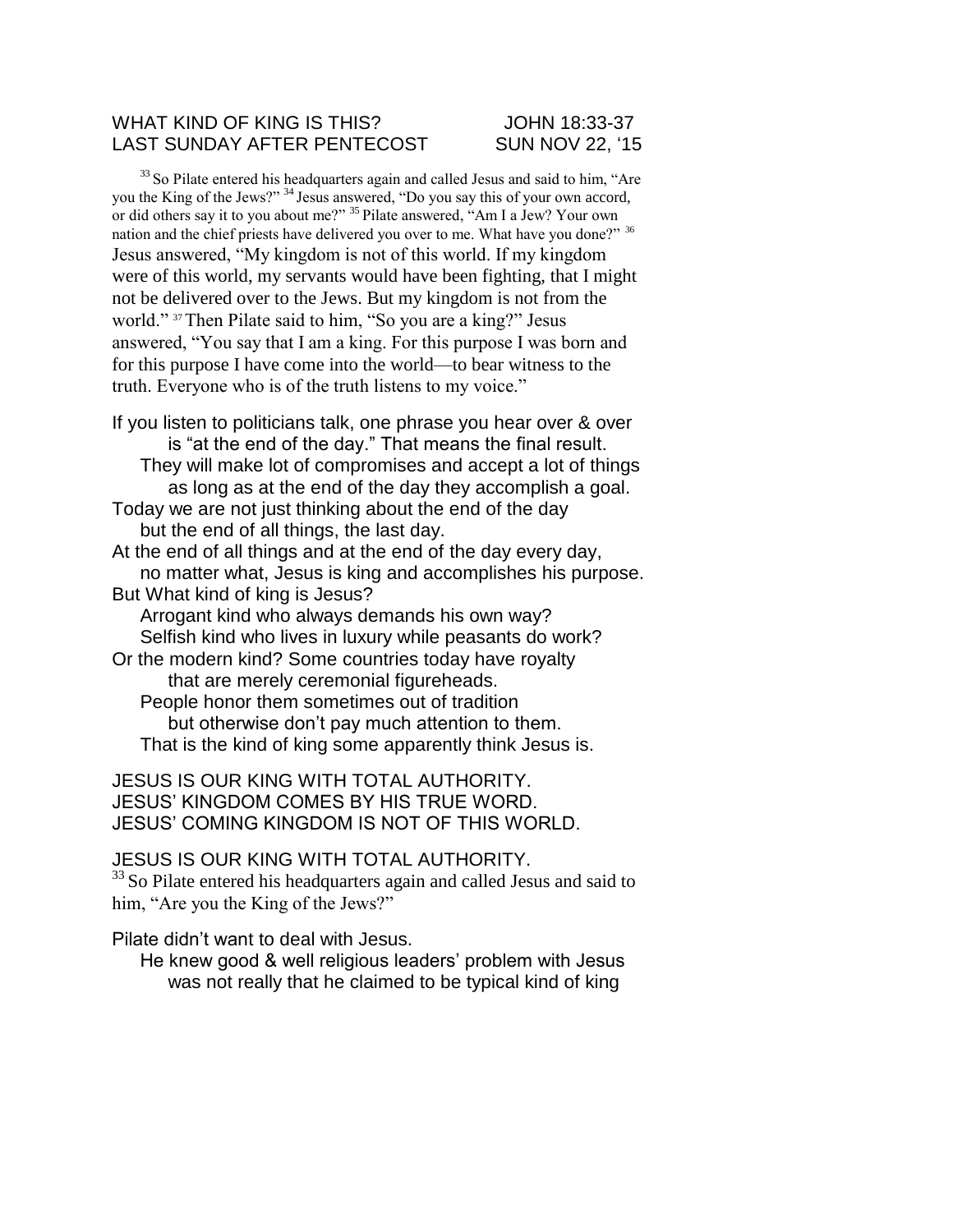WHAT KIND OF KING IS THIS? JOHN 18:33-37
LAST SUNDAY AFTER PENTECOST SUN NOV 22, '15

[33] So Pilate entered his headquarters again and called Jesus and said to him, "Are you the King of the Jews?" [34] Jesus answered, "Do you say this of your own accord, or did others say it to you about me?" [35] Pilate answered, "Am I a Jew? Your own nation and the chief priests have delivered you over to me. What have you done?" [36] Jesus answered, "My kingdom is not of this world. If my kingdom were of this world, my servants would have been fighting, that I might not be delivered over to the Jews. But my kingdom is not from the world." [37] Then Pilate said to him, "So you are a king?" Jesus answered, "You say that I am a king. For this purpose I was born and for this purpose I have come into the world—to bear witness to the truth. Everyone who is of the truth listens to my voice."

If you listen to politicians talk, one phrase you hear over & over
is "at the end of the day." That means the final result.
They will make lot of compromises and accept a lot of things
as long as at the end of the day they accomplish a goal.
Today we are not just thinking about the end of the day
but the end of all things, the last day.
At the end of all things and at the end of the day every day,
no matter what, Jesus is king and accomplishes his purpose.
But What kind of king is Jesus?
Arrogant kind who always demands his own way?
Selfish kind who lives in luxury while peasants do work?
Or the modern kind? Some countries today have royalty
that are merely ceremonial figureheads.
People honor them sometimes out of tradition
but otherwise don't pay much attention to them.
That is the kind of king some apparently think Jesus is.

JESUS IS OUR KING WITH TOTAL AUTHORITY.
JESUS' KINGDOM COMES BY HIS TRUE WORD.
JESUS' COMING KINGDOM IS NOT OF THIS WORLD.

JESUS IS OUR KING WITH TOTAL AUTHORITY.
[33] So Pilate entered his headquarters again and called Jesus and said to him, "Are you the King of the Jews?"

Pilate didn't want to deal with Jesus.
He knew good & well religious leaders' problem with Jesus
was not really that he claimed to be typical kind of king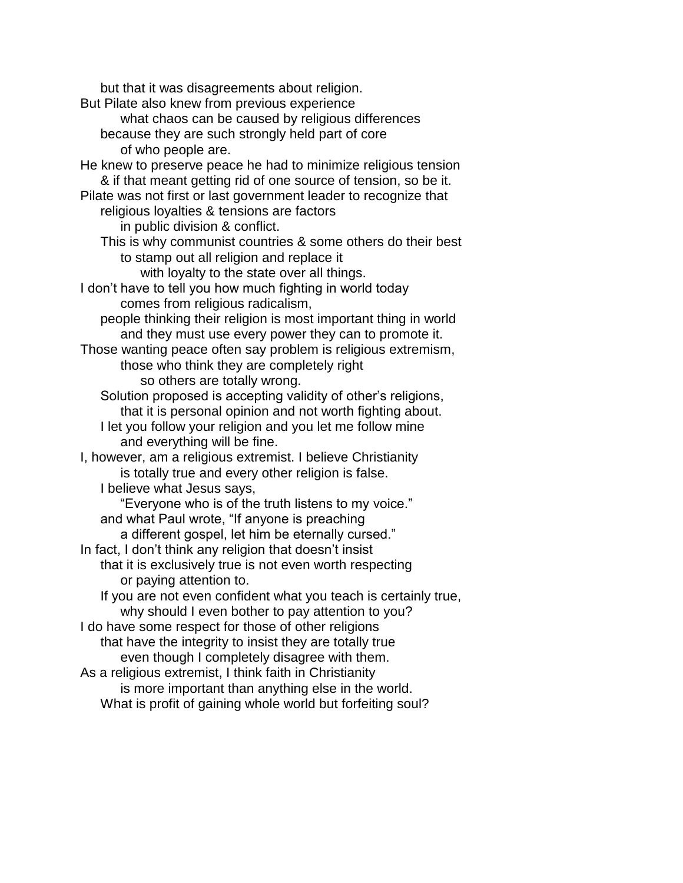but that it was disagreements about religion.

But Pilate also knew from previous experience
what chaos can be caused by religious differences
because they are such strongly held part of core
of who people are.

He knew to preserve peace he had to minimize religious tension
& if that meant getting rid of one source of tension, so be it.

Pilate was not first or last government leader to recognize that
religious loyalties & tensions are factors
in public division & conflict.
This is why communist countries & some others do their best
to stamp out all religion and replace it
with loyalty to the state over all things.

I don't have to tell you how much fighting in world today
comes from religious radicalism,
people thinking their religion is most important thing in world
and they must use every power they can to promote it.

Those wanting peace often say problem is religious extremism,
those who think they are completely right
so others are totally wrong.
Solution proposed is accepting validity of other's religions,
that it is personal opinion and not worth fighting about.
I let you follow your religion and you let me follow mine
and everything will be fine.

I, however, am a religious extremist. I believe Christianity
is totally true and every other religion is false.
I believe what Jesus says,
"Everyone who is of the truth listens to my voice."
and what Paul wrote, "If anyone is preaching
a different gospel, let him be eternally cursed."

In fact, I don't think any religion that doesn't insist
that it is exclusively true is not even worth respecting
or paying attention to.
If you are not even confident what you teach is certainly true,
why should I even bother to pay attention to you?

I do have some respect for those of other religions
that have the integrity to insist they are totally true
even though I completely disagree with them.

As a religious extremist, I think faith in Christianity
is more important than anything else in the world.
What is profit of gaining whole world but forfeiting soul?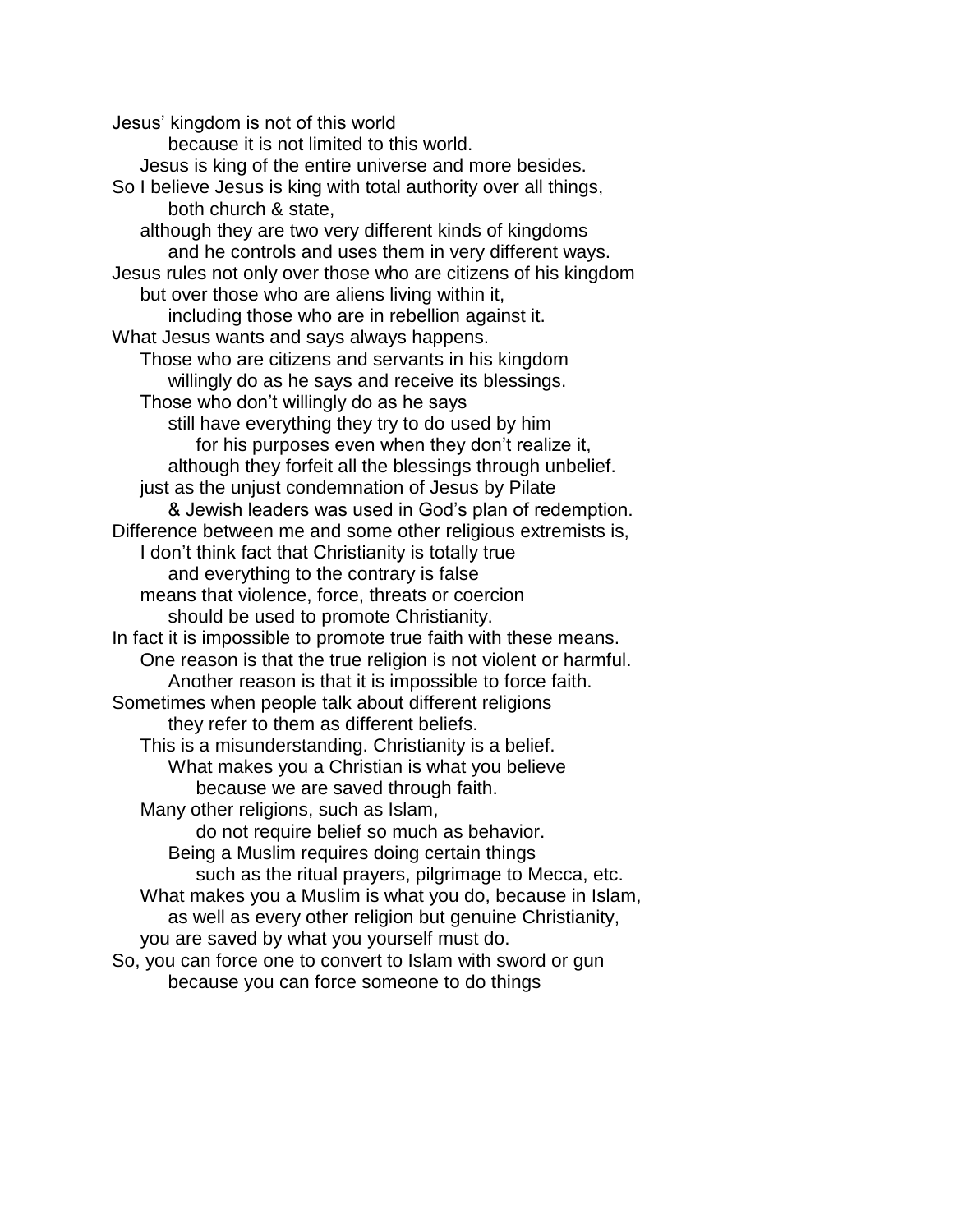Jesus' kingdom is not of this world
because it is not limited to this world.
Jesus is king of the entire universe and more besides.
So I believe Jesus is king with total authority over all things,
both church & state,
although they are two very different kinds of kingdoms
and he controls and uses them in very different ways.
Jesus rules not only over those who are citizens of his kingdom
but over those who are aliens living within it,
including those who are in rebellion against it.
What Jesus wants and says always happens.
Those who are citizens and servants in his kingdom
willingly do as he says and receive its blessings.
Those who don't willingly do as he says
still have everything they try to do used by him
for his purposes even when they don't realize it,
although they forfeit all the blessings through unbelief.
just as the unjust condemnation of Jesus by Pilate
& Jewish leaders was used in God's plan of redemption.
Difference between me and some other religious extremists is,
I don't think fact that Christianity is totally true
and everything to the contrary is false
means that violence, force, threats or coercion
should be used to promote Christianity.
In fact it is impossible to promote true faith with these means.
One reason is that the true religion is not violent or harmful.
Another reason is that it is impossible to force faith.
Sometimes when people talk about different religions
they refer to them as different beliefs.
This is a misunderstanding. Christianity is a belief.
What makes you a Christian is what you believe
because we are saved through faith.
Many other religions, such as Islam,
do not require belief so much as behavior.
Being a Muslim requires doing certain things
such as the ritual prayers, pilgrimage to Mecca, etc.
What makes you a Muslim is what you do, because in Islam,
as well as every other religion but genuine Christianity,
you are saved by what you yourself must do.
So, you can force one to convert to Islam with sword or gun
because you can force someone to do things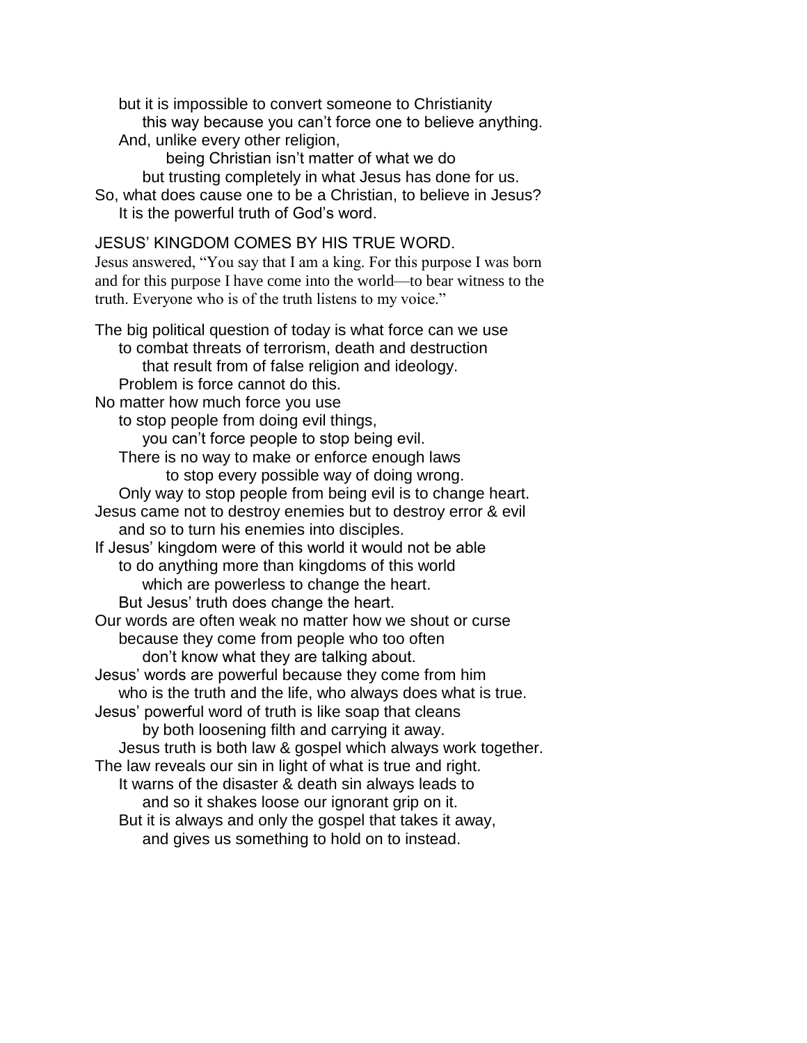but it is impossible to convert someone to Christianity
this way because you can't force one to believe anything.
And, unlike every other religion,
being Christian isn't matter of what we do
but trusting completely in what Jesus has done for us.
So, what does cause one to be a Christian, to believe in Jesus?
It is the powerful truth of God's word.

JESUS' KINGDOM COMES BY HIS TRUE WORD.

Jesus answered, "You say that I am a king. For this purpose I was born and for this purpose I have come into the world—to bear witness to the truth. Everyone who is of the truth listens to my voice."

The big political question of today is what force can we use
to combat threats of terrorism, death and destruction
that result from of false religion and ideology.
Problem is force cannot do this.
No matter how much force you use
to stop people from doing evil things,
you can't force people to stop being evil.
There is no way to make or enforce enough laws
to stop every possible way of doing wrong.
Only way to stop people from being evil is to change heart.
Jesus came not to destroy enemies but to destroy error & evil
and so to turn his enemies into disciples.
If Jesus' kingdom were of this world it would not be able
to do anything more than kingdoms of this world
which are powerless to change the heart.
But Jesus' truth does change the heart.
Our words are often weak no matter how we shout or curse
because they come from people who too often
don't know what they are talking about.
Jesus' words are powerful because they come from him
who is the truth and the life, who always does what is true.
Jesus' powerful word of truth is like soap that cleans
by both loosening filth and carrying it away.
Jesus truth is both law & gospel which always work together.
The law reveals our sin in light of what is true and right.
It warns of the disaster & death sin always leads to
and so it shakes loose our ignorant grip on it.
But it is always and only the gospel that takes it away,
and gives us something to hold on to instead.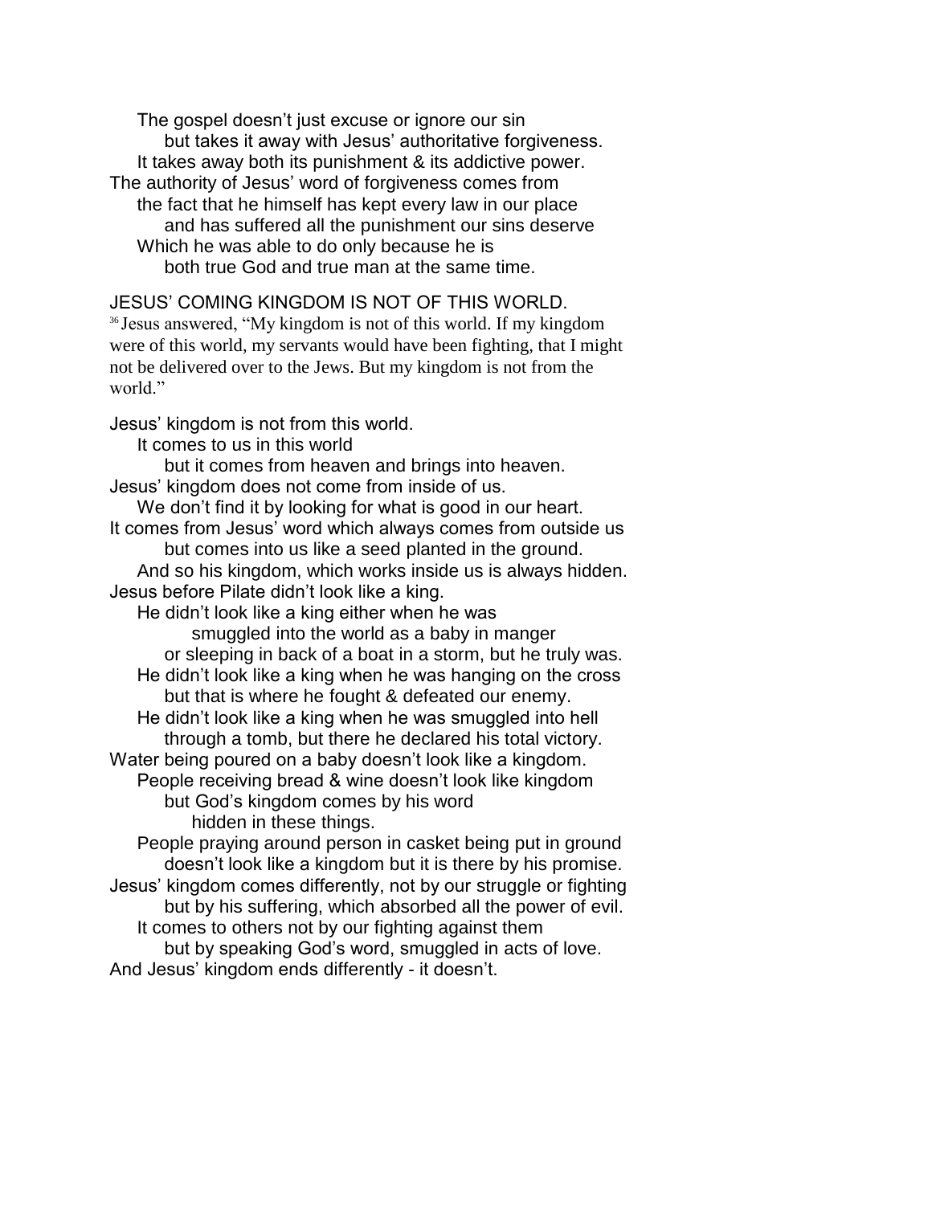The gospel doesn’t just excuse or ignore our sin
but takes it away with Jesus’ authoritative forgiveness.
It takes away both its punishment & its addictive power.
The authority of Jesus’ word of forgiveness comes from
the fact that he himself has kept every law in our place
and has suffered all the punishment our sins deserve
Which he was able to do only because he is
both true God and true man at the same time.

JESUS’ COMING KINGDOM IS NOT OF THIS WORLD.

[36] Jesus answered, “My kingdom is not of this world. If my kingdom were of this world, my servants would have been fighting, that I might not be delivered over to the Jews. But my kingdom is not from the world.”

Jesus’ kingdom is not from this world.
It comes to us in this world
but it comes from heaven and brings into heaven.
Jesus’ kingdom does not come from inside of us.
We don’t find it by looking for what is good in our heart.
It comes from Jesus’ word which always comes from outside us
but comes into us like a seed planted in the ground.
And so his kingdom, which works inside us is always hidden.
Jesus before Pilate didn’t look like a king.
He didn’t look like a king either when he was
smuggled into the world as a baby in manger
or sleeping in back of a boat in a storm, but he truly was.
He didn’t look like a king when he was hanging on the cross
but that is where he fought & defeated our enemy.
He didn’t look like a king when he was smuggled into hell
through a tomb, but there he declared his total victory.
Water being poured on a baby doesn’t look like a kingdom.
People receiving bread & wine doesn’t look like kingdom
but God’s kingdom comes by his word
hidden in these things.
People praying around person in casket being put in ground
doesn’t look like a kingdom but it is there by his promise.
Jesus’ kingdom comes differently, not by our struggle or fighting
but by his suffering, which absorbed all the power of evil.
It comes to others not by our fighting against them
but by speaking God’s word, smuggled in acts of love.
And Jesus’ kingdom ends differently - it doesn’t.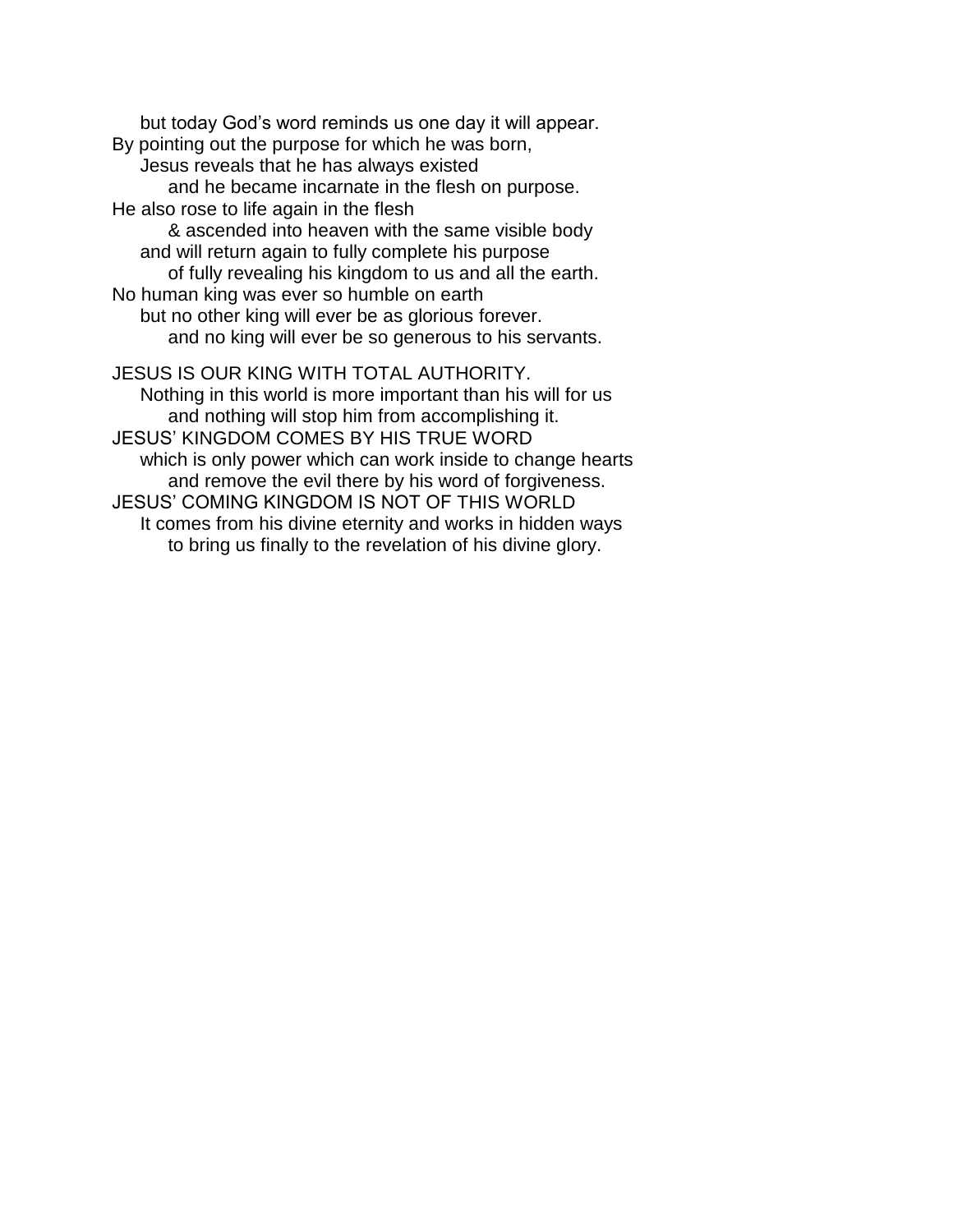but today God's word reminds us one day it will appear.
By pointing out the purpose for which he was born,
Jesus reveals that he has always existed
and he became incarnate in the flesh on purpose.
He also rose to life again in the flesh
& ascended into heaven with the same visible body
and will return again to fully complete his purpose
of fully revealing his kingdom to us and all the earth.
No human king was ever so humble on earth
but no other king will ever be as glorious forever.
and no king will ever be so generous to his servants.

JESUS IS OUR KING WITH TOTAL AUTHORITY.
Nothing in this world is more important than his will for us
and nothing will stop him from accomplishing it.
JESUS' KINGDOM COMES BY HIS TRUE WORD
which is only power which can work inside to change hearts
and remove the evil there by his word of forgiveness.
JESUS' COMING KINGDOM IS NOT OF THIS WORLD
It comes from his divine eternity and works in hidden ways
to bring us finally to the revelation of his divine glory.